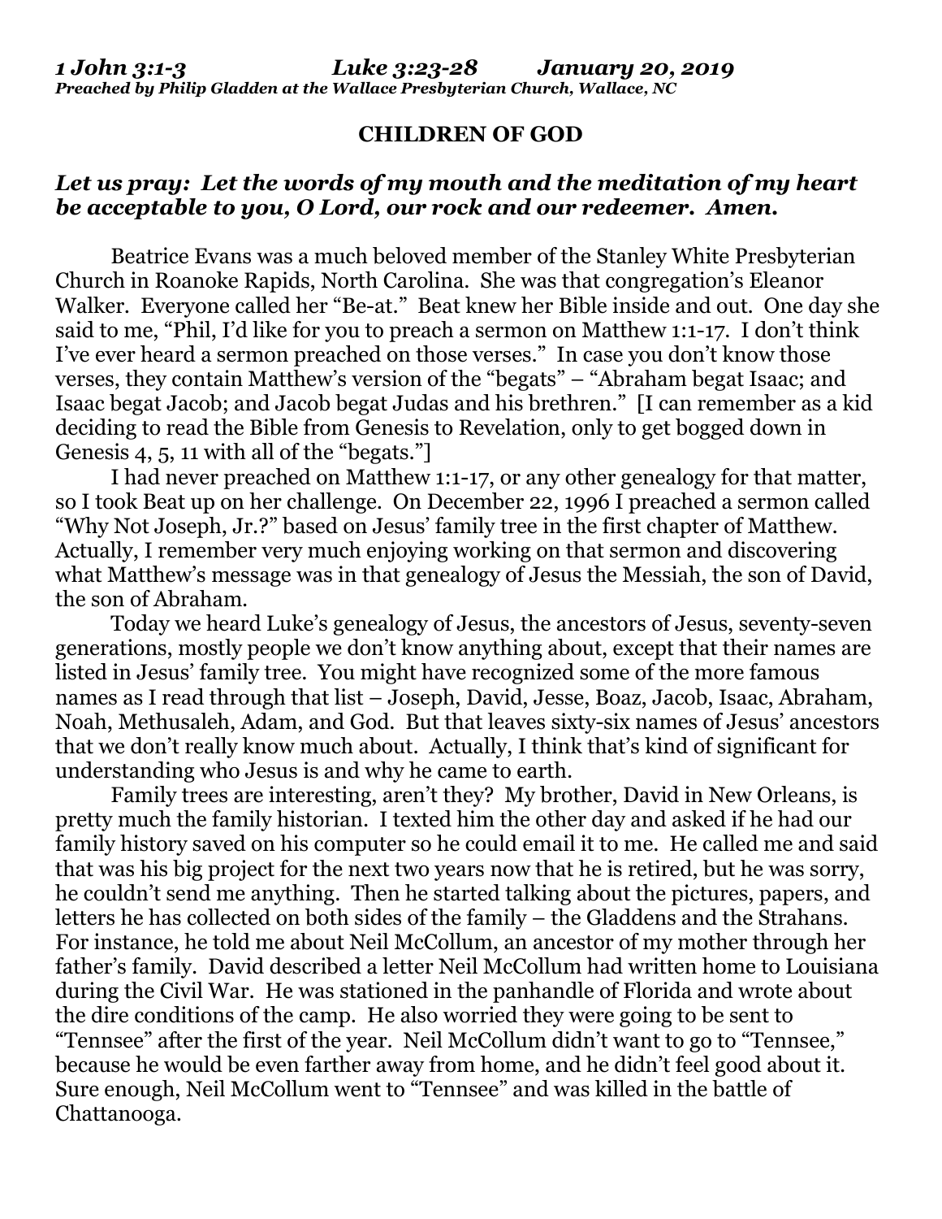***1 John 3:1-3 Luke 3:23-28 January 20, 2019***
***Preached by Philip Gladden at the Wallace Presbyterian Church, Wallace, NC***

**CHILDREN OF GOD**

***Let us pray: Let the words of my mouth and the meditation of my heart be acceptable to you, O Lord, our rock and our redeemer. Amen.***

Beatrice Evans was a much beloved member of the Stanley White Presbyterian Church in Roanoke Rapids, North Carolina. She was that congregation's Eleanor Walker. Everyone called her "Be-at." Beat knew her Bible inside and out. One day she said to me, "Phil, I'd like for you to preach a sermon on Matthew 1:1-17. I don't think I've ever heard a sermon preached on those verses." In case you don't know those verses, they contain Matthew's version of the "begats" – "Abraham begat Isaac; and Isaac begat Jacob; and Jacob begat Judas and his brethren." [I can remember as a kid deciding to read the Bible from Genesis to Revelation, only to get bogged down in Genesis 4, 5, 11 with all of the "begats."]

I had never preached on Matthew 1:1-17, or any other genealogy for that matter, so I took Beat up on her challenge. On December 22, 1996 I preached a sermon called "Why Not Joseph, Jr.?" based on Jesus' family tree in the first chapter of Matthew. Actually, I remember very much enjoying working on that sermon and discovering what Matthew's message was in that genealogy of Jesus the Messiah, the son of David, the son of Abraham.

Today we heard Luke's genealogy of Jesus, the ancestors of Jesus, seventy-seven generations, mostly people we don't know anything about, except that their names are listed in Jesus' family tree. You might have recognized some of the more famous names as I read through that list – Joseph, David, Jesse, Boaz, Jacob, Isaac, Abraham, Noah, Methusaleh, Adam, and God. But that leaves sixty-six names of Jesus' ancestors that we don't really know much about. Actually, I think that's kind of significant for understanding who Jesus is and why he came to earth.

Family trees are interesting, aren't they? My brother, David in New Orleans, is pretty much the family historian. I texted him the other day and asked if he had our family history saved on his computer so he could email it to me. He called me and said that was his big project for the next two years now that he is retired, but he was sorry, he couldn't send me anything. Then he started talking about the pictures, papers, and letters he has collected on both sides of the family – the Gladdens and the Strahans. For instance, he told me about Neil McCollum, an ancestor of my mother through her father's family. David described a letter Neil McCollum had written home to Louisiana during the Civil War. He was stationed in the panhandle of Florida and wrote about the dire conditions of the camp. He also worried they were going to be sent to "Tennsee" after the first of the year. Neil McCollum didn't want to go to "Tennsee," because he would be even farther away from home, and he didn't feel good about it. Sure enough, Neil McCollum went to "Tennsee" and was killed in the battle of Chattanooga.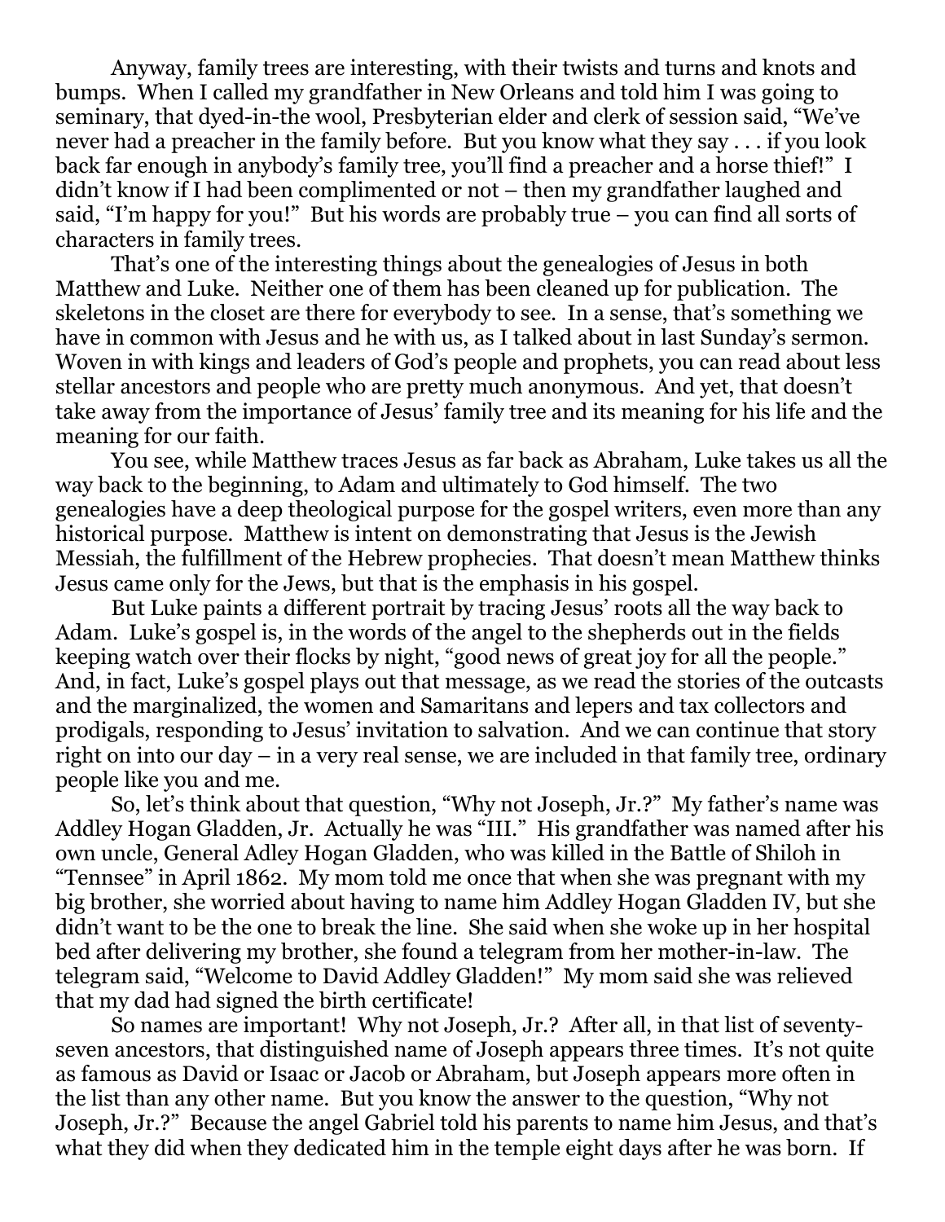Anyway, family trees are interesting, with their twists and turns and knots and bumps. When I called my grandfather in New Orleans and told him I was going to seminary, that dyed-in-the wool, Presbyterian elder and clerk of session said, "We've never had a preacher in the family before. But you know what they say . . . if you look back far enough in anybody's family tree, you'll find a preacher and a horse thief!" I didn't know if I had been complimented or not – then my grandfather laughed and said, "I'm happy for you!" But his words are probably true – you can find all sorts of characters in family trees.

That's one of the interesting things about the genealogies of Jesus in both Matthew and Luke. Neither one of them has been cleaned up for publication. The skeletons in the closet are there for everybody to see. In a sense, that's something we have in common with Jesus and he with us, as I talked about in last Sunday's sermon. Woven in with kings and leaders of God's people and prophets, you can read about less stellar ancestors and people who are pretty much anonymous. And yet, that doesn't take away from the importance of Jesus' family tree and its meaning for his life and the meaning for our faith.

You see, while Matthew traces Jesus as far back as Abraham, Luke takes us all the way back to the beginning, to Adam and ultimately to God himself. The two genealogies have a deep theological purpose for the gospel writers, even more than any historical purpose. Matthew is intent on demonstrating that Jesus is the Jewish Messiah, the fulfillment of the Hebrew prophecies. That doesn't mean Matthew thinks Jesus came only for the Jews, but that is the emphasis in his gospel.

But Luke paints a different portrait by tracing Jesus' roots all the way back to Adam. Luke's gospel is, in the words of the angel to the shepherds out in the fields keeping watch over their flocks by night, "good news of great joy for all the people." And, in fact, Luke's gospel plays out that message, as we read the stories of the outcasts and the marginalized, the women and Samaritans and lepers and tax collectors and prodigals, responding to Jesus' invitation to salvation. And we can continue that story right on into our day – in a very real sense, we are included in that family tree, ordinary people like you and me.

So, let's think about that question, "Why not Joseph, Jr.?" My father's name was Addley Hogan Gladden, Jr. Actually he was "III." His grandfather was named after his own uncle, General Adley Hogan Gladden, who was killed in the Battle of Shiloh in "Tennsee" in April 1862. My mom told me once that when she was pregnant with my big brother, she worried about having to name him Addley Hogan Gladden IV, but she didn't want to be the one to break the line. She said when she woke up in her hospital bed after delivering my brother, she found a telegram from her mother-in-law. The telegram said, "Welcome to David Addley Gladden!" My mom said she was relieved that my dad had signed the birth certificate!

So names are important! Why not Joseph, Jr.? After all, in that list of seventy-seven ancestors, that distinguished name of Joseph appears three times. It's not quite as famous as David or Isaac or Jacob or Abraham, but Joseph appears more often in the list than any other name. But you know the answer to the question, "Why not Joseph, Jr.?" Because the angel Gabriel told his parents to name him Jesus, and that's what they did when they dedicated him in the temple eight days after he was born. If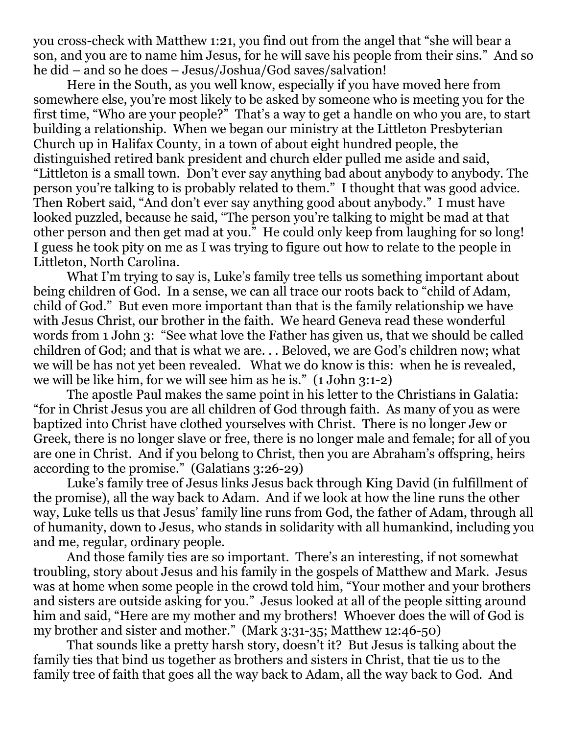you cross-check with Matthew 1:21, you find out from the angel that "she will bear a son, and you are to name him Jesus, for he will save his people from their sins." And so he did – and so he does – Jesus/Joshua/God saves/salvation!

Here in the South, as you well know, especially if you have moved here from somewhere else, you're most likely to be asked by someone who is meeting you for the first time, "Who are your people?" That's a way to get a handle on who you are, to start building a relationship. When we began our ministry at the Littleton Presbyterian Church up in Halifax County, in a town of about eight hundred people, the distinguished retired bank president and church elder pulled me aside and said, "Littleton is a small town. Don't ever say anything bad about anybody to anybody. The person you're talking to is probably related to them." I thought that was good advice. Then Robert said, "And don't ever say anything good about anybody." I must have looked puzzled, because he said, "The person you're talking to might be mad at that other person and then get mad at you." He could only keep from laughing for so long! I guess he took pity on me as I was trying to figure out how to relate to the people in Littleton, North Carolina.

What I'm trying to say is, Luke's family tree tells us something important about being children of God. In a sense, we can all trace our roots back to "child of Adam, child of God." But even more important than that is the family relationship we have with Jesus Christ, our brother in the faith. We heard Geneva read these wonderful words from 1 John 3: "See what love the Father has given us, that we should be called children of God; and that is what we are. . . Beloved, we are God's children now; what we will be has not yet been revealed. What we do know is this: when he is revealed, we will be like him, for we will see him as he is." (1 John 3:1-2)

The apostle Paul makes the same point in his letter to the Christians in Galatia: "for in Christ Jesus you are all children of God through faith. As many of you as were baptized into Christ have clothed yourselves with Christ. There is no longer Jew or Greek, there is no longer slave or free, there is no longer male and female; for all of you are one in Christ. And if you belong to Christ, then you are Abraham's offspring, heirs according to the promise." (Galatians 3:26-29)

Luke's family tree of Jesus links Jesus back through King David (in fulfillment of the promise), all the way back to Adam. And if we look at how the line runs the other way, Luke tells us that Jesus' family line runs from God, the father of Adam, through all of humanity, down to Jesus, who stands in solidarity with all humankind, including you and me, regular, ordinary people.

And those family ties are so important. There's an interesting, if not somewhat troubling, story about Jesus and his family in the gospels of Matthew and Mark. Jesus was at home when some people in the crowd told him, "Your mother and your brothers and sisters are outside asking for you." Jesus looked at all of the people sitting around him and said, "Here are my mother and my brothers! Whoever does the will of God is my brother and sister and mother." (Mark 3:31-35; Matthew 12:46-50)

That sounds like a pretty harsh story, doesn't it? But Jesus is talking about the family ties that bind us together as brothers and sisters in Christ, that tie us to the family tree of faith that goes all the way back to Adam, all the way back to God. And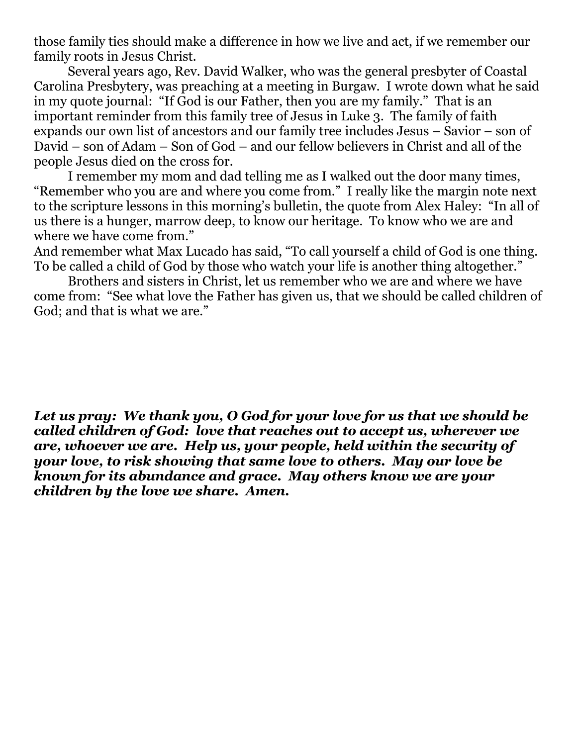those family ties should make a difference in how we live and act, if we remember our family roots in Jesus Christ.

Several years ago, Rev. David Walker, who was the general presbyter of Coastal Carolina Presbytery, was preaching at a meeting in Burgaw. I wrote down what he said in my quote journal: "If God is our Father, then you are my family." That is an important reminder from this family tree of Jesus in Luke 3. The family of faith expands our own list of ancestors and our family tree includes Jesus – Savior – son of David – son of Adam – Son of God – and our fellow believers in Christ and all of the people Jesus died on the cross for.

I remember my mom and dad telling me as I walked out the door many times, "Remember who you are and where you come from." I really like the margin note next to the scripture lessons in this morning's bulletin, the quote from Alex Haley: "In all of us there is a hunger, marrow deep, to know our heritage. To know who we are and where we have come from."

And remember what Max Lucado has said, "To call yourself a child of God is one thing. To be called a child of God by those who watch your life is another thing altogether."

Brothers and sisters in Christ, let us remember who we are and where we have come from: "See what love the Father has given us, that we should be called children of God; and that is what we are."

***Let us pray: We thank you, O God for your love for us that we should be called children of God: love that reaches out to accept us, wherever we are, whoever we are. Help us, your people, held within the security of your love, to risk showing that same love to others. May our love be known for its abundance and grace. May others know we are your children by the love we share. Amen.***